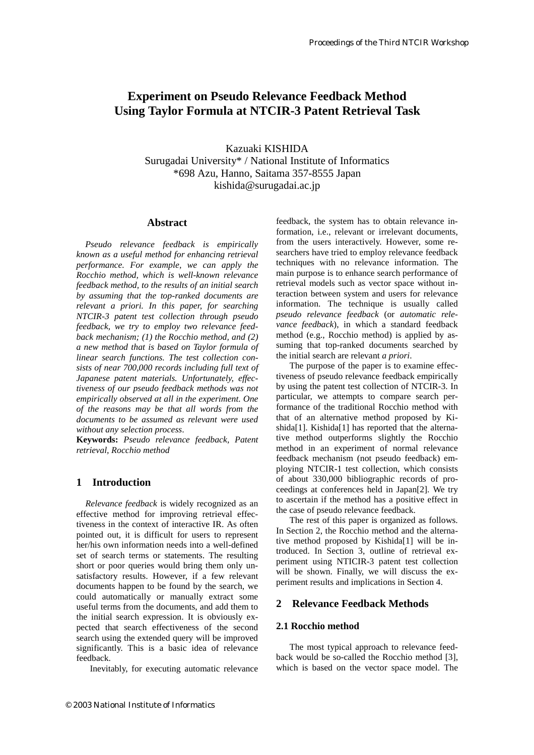# Experiment on Pseudo Relevance Feedback Method Using Taylor Formula at NTCIR-3 Patent Retrieval Task

Kazuaki KISHIDA
Surugadai University* / National Institute of Informatics
*698 Azu, Hanno, Saitama 357-8555 Japan
kishida@surugadai.ac.jp

## Abstract

*Pseudo relevance feedback is empirically known as a useful method for enhancing retrieval performance. For example, we can apply the Rocchio method, which is well-known relevance feedback method, to the results of an initial search by assuming that the top-ranked documents are relevant a priori. In this paper, for searching NTCIR-3 patent test collection through pseudo feedback, we try to employ two relevance feedback mechanism; (1) the Rocchio method, and (2) a new method that is based on Taylor formula of linear search functions. The test collection consists of near 700,000 records including full text of Japanese patent materials. Unfortunately, effectiveness of our pseudo feedback methods was not empirically observed at all in the experiment. One of the reasons may be that all words from the documents to be assumed as relevant were used without any selection process.*

**Keywords:** *Pseudo relevance feedback, Patent retrieval, Rocchio method*

## 1 Introduction

*Relevance feedback* is widely recognized as an effective method for improving retrieval effectiveness in the context of interactive IR. As often pointed out, it is difficult for users to represent her/his own information needs into a well-defined set of search terms or statements. The resulting short or poor queries would bring them only unsatisfactory results. However, if a few relevant documents happen to be found by the search, we could automatically or manually extract some useful terms from the documents, and add them to the initial search expression. It is obviously expected that search effectiveness of the second search using the extended query will be improved significantly. This is a basic idea of relevance feedback.

Inevitably, for executing automatic relevance feedback, the system has to obtain relevance information, i.e., relevant or irrelevant documents, from the users interactively. However, some researchers have tried to employ relevance feedback techniques with no relevance information. The main purpose is to enhance search performance of retrieval models such as vector space without interaction between system and users for relevance information. The technique is usually called *pseudo relevance feedback* (or *automatic relevance feedback*), in which a standard feedback method (e.g., Rocchio method) is applied by assuming that top-ranked documents searched by the initial search are relevant *a priori*.

The purpose of the paper is to examine effectiveness of pseudo relevance feedback empirically by using the patent test collection of NTCIR-3. In particular, we attempts to compare search performance of the traditional Rocchio method with that of an alternative method proposed by Kishida[1]. Kishida[1] has reported that the alternative method outperforms slightly the Rocchio method in an experiment of normal relevance feedback mechanism (not pseudo feedback) employing NTCIR-1 test collection, which consists of about 330,000 bibliographic records of proceedings at conferences held in Japan[2]. We try to ascertain if the method has a positive effect in the case of pseudo relevance feedback.

The rest of this paper is organized as follows. In Section 2, the Rocchio method and the alternative method proposed by Kishida[1] will be introduced. In Section 3, outline of retrieval experiment using NTICIR-3 patent test collection will be shown. Finally, we will discuss the experiment results and implications in Section 4.

## 2 Relevance Feedback Methods

### 2.1 Rocchio method

The most typical approach to relevance feedback would be so-called the Rocchio method [3], which is based on the vector space model. The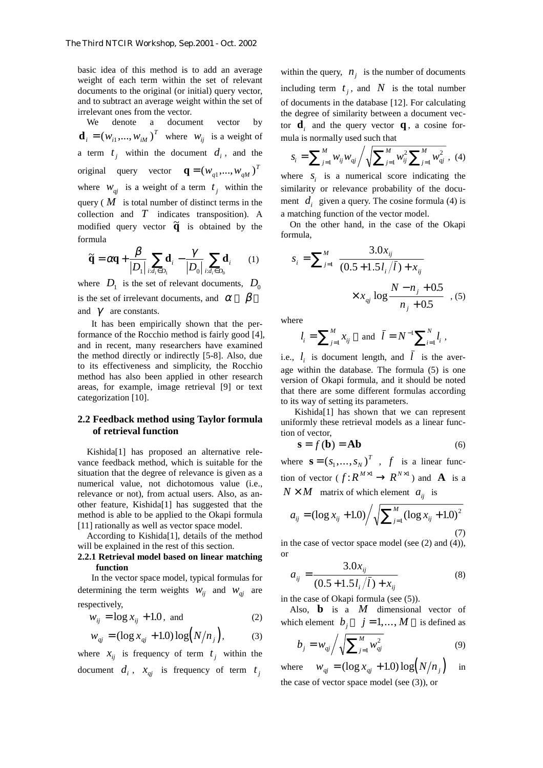basic idea of this method is to add an average weight of each term within the set of relevant documents to the original (or initial) query vector, and to subtract an average weight within the set of irrelevant ones from the vector.

We denote a document vector by $\mathbf{d}_i = (w_{i1}, ..., w_{iM})^T$ where $w_{ij}$ is a weight of a term $t_j$ within the document $d_i$, and the original query vector $\mathbf{q} = (w_{q1}, ..., w_{qM})^T$ where $w_{qj}$ is a weight of a term $t_j$ within the query ( $M$ is total number of distinct terms in the collection and $T$ indicates transposition). A modified query vector $\tilde{\mathbf{q}}$ is obtained by the formula

$$\tilde{\mathbf{q}} = \alpha \mathbf{q} + \frac{\beta}{|D_1|} \sum_{i:d_i \in D_1} \mathbf{d}_i - \frac{\gamma}{|D_0|} \sum_{i:d_i \in D_0} \mathbf{d}_i \quad (1)$$

where $D_1$ is the set of relevant documents, $D_0$ is the set of irrelevant documents, and $\alpha$ , $\beta$ , and $\gamma$ are constants.

It has been empirically shown that the performance of the Rocchio method is fairly good [4], and in recent, many researchers have examined the method directly or indirectly [5-8]. Also, due to its effectiveness and simplicity, the Rocchio method has also been applied in other research areas, for example, image retrieval [9] or text categorization [10].

## 2.2 Feedback method using Taylor formula of retrieval function

Kishida[1] has proposed an alternative relevance feedback method, which is suitable for the situation that the degree of relevance is given as a numerical value, not dichotomous value (i.e., relevance or not), from actual users. Also, as another feature, Kishida[1] has suggested that the method is able to be applied to the Okapi formula [11] rationally as well as vector space model.

According to Kishida[1], details of the method will be explained in the rest of this section.

### 2.2.1 Retrieval model based on linear matching function

In the vector space model, typical formulas for determining the term weights $w_{ij}$ and $w_{qj}$ are respectively,

$$w_{ij} = \log x_{ij} + 1.0, \text{ and} \quad (2)$$

$$w_{qj} = (\log x_{qj} + 1.0) \log\left(N/n_j\right), \quad (3)$$

where $x_{ij}$ is frequency of term $t_j$ within the document $d_i$, $x_{qj}$ is frequency of term $t_j$ within the query, $n_j$ is the number of documents including term $t_j$, and $N$ is the total number of documents in the database [12]. For calculating the degree of similarity between a document vector $\mathbf{d}_i$ and the query vector $\mathbf{q}$, a cosine formula is normally used such that

$$s_i = \sum\nolimits_{j=1}^{M} w_{ij} w_{qj} \Big/ \sqrt{\sum\nolimits_{j=1}^{M} w_{ij}^2 \sum\nolimits_{j=1}^{M} w_{qj}^2}, \quad (4)$$

where $s_i$ is a numerical score indicating the similarity or relevance probability of the document $d_i$ given a query. The cosine formula (4) is a matching function of the vector model.

On the other hand, in the case of the Okapi formula,

$$s_i = \sum\nolimits_{j=1}^{M} \frac{3.0 x_{ij}}{(0.5 + 1.5 l_i / \bar{l}) + x_{ij}} \times x_{qj} \log \frac{N - n_j + 0.5}{n_j + 0.5}, \quad (5)$$

where

$$l_i = \sum\nolimits_{j=1}^{M} x_{ij}, \text{ and } \bar{l} = N^{-1} \sum\nolimits_{i=1}^{N} l_i,$$

i.e., $l_i$ is document length, and $\bar{l}$ is the average within the database. The formula (5) is one version of Okapi formula, and it should be noted that there are some different formulas according to its way of setting its parameters.

Kishida[1] has shown that we can represent uniformly these retrieval models as a linear function of vector,

$$\mathbf{s} = f(\mathbf{b}) = \mathbf{A}\mathbf{b} \quad (6)$$

where $\mathbf{s} = (s_1, ..., s_N)^T$ , $f$ is a linear function of vector ( $f: R^{M \times 1} \rightarrow R^{N \times 1}$ ) and $\mathbf{A}$ is a $N \times M$ matrix of which element $a_{ij}$ is

$$a_{ij} = (\log x_{ij} + 1.0) \Big/ \sqrt{\sum\nolimits_{j=1}^{M} (\log x_{ij} + 1.0)^2} \quad (7)$$

in the case of vector space model (see (2) and (4)), or

$$a_{ij} = \frac{3.0 x_{ij}}{(0.5 + 1.5 l_i / \bar{l}) + x_{ij}} \quad (8)$$

in the case of Okapi formula (see (5)).

Also, $\mathbf{b}$ is a $M$ dimensional vector of which element $b_j$ ( $j = 1, ..., M$ ) is defined as

$$b_j = w_{qj} \Big/ \sqrt{\sum\nolimits_{j=1}^{M} w_{qj}^2} \quad (9)$$

where $w_{qj} = (\log x_{qj} + 1.0) \log\left(N/n_j\right)$ in the case of vector space model (see (3)), or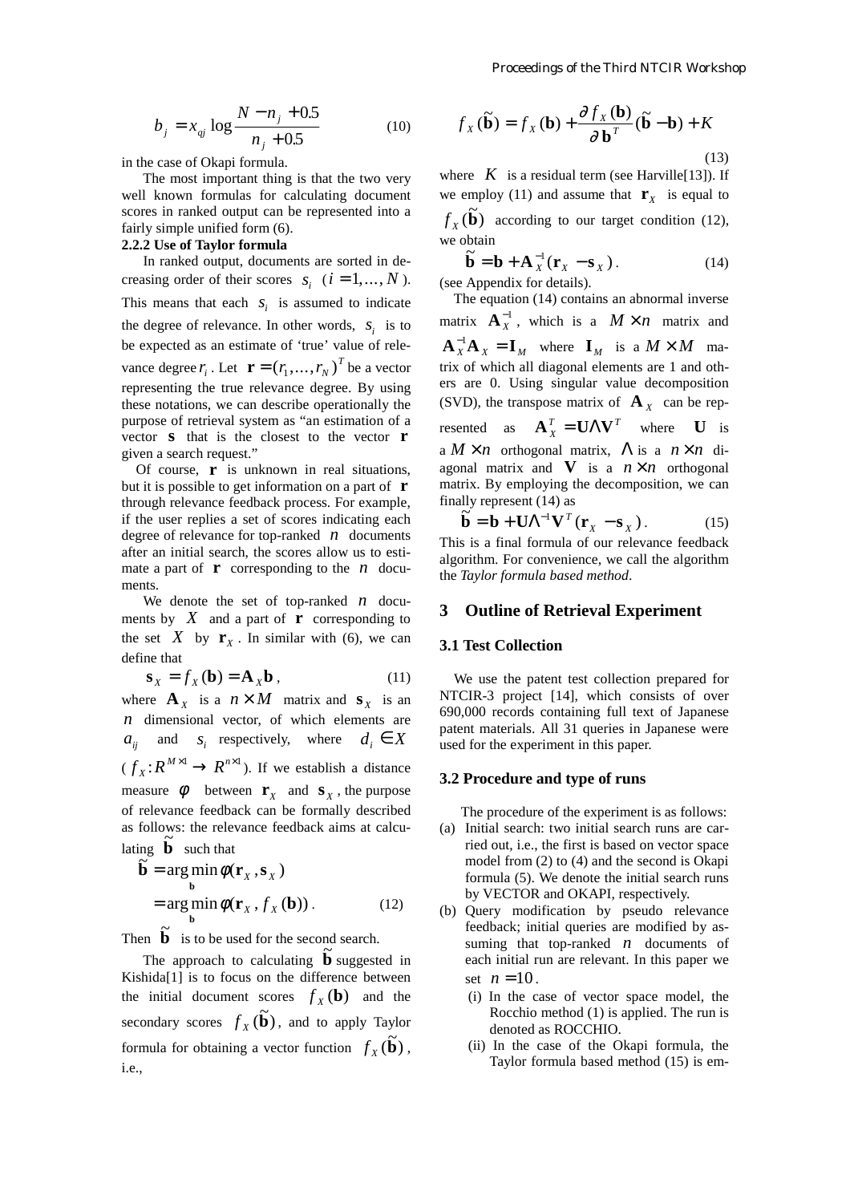$$b_j = x_{qj} \log \frac{N - n_j + 0.5}{n_j + 0.5} \qquad (10)$$

in the case of Okapi formula.

The most important thing is that the two very well known formulas for calculating document scores in ranked output can be represented into a fairly simple unified form (6).

#### 2.2.2 Use of Taylor formula

In ranked output, documents are sorted in decreasing order of their scores $s_i$ ($i = 1, \ldots, N$). This means that each $s_i$ is assumed to indicate the degree of relevance. In other words, $s_i$ is to be expected as an estimate of 'true' value of relevance degree $r_i$. Let $\mathbf{r} = (r_1, \ldots, r_N)^T$ be a vector representing the true relevance degree. By using these notations, we can describe operationally the purpose of retrieval system as "an estimation of a vector $\mathbf{s}$ that is the closest to the vector $\mathbf{r}$ given a search request."

Of course, $\mathbf{r}$ is unknown in real situations, but it is possible to get information on a part of $\mathbf{r}$ through relevance feedback process. For example, if the user replies a set of scores indicating each degree of relevance for top-ranked $n$ documents after an initial search, the scores allow us to estimate a part of $\mathbf{r}$ corresponding to the $n$ documents.

We denote the set of top-ranked $n$ documents by $X$ and a part of $\mathbf{r}$ corresponding to the set $X$ by $\mathbf{r}_X$. In similar with (6), we can define that

$$\mathbf{s}_X = f_X(\mathbf{b}) = \mathbf{A}_X \mathbf{b}, \qquad (11)$$

where $\mathbf{A}_X$ is a $n \times M$ matrix and $\mathbf{s}_X$ is an $n$ dimensional vector, of which elements are $a_{ij}$ and $s_i$ respectively, where $d_i \in X$ ($f_X : R^{M \times 1} \rightarrow R^{n \times 1}$). If we establish a distance measure $\phi$ between $\mathbf{r}_X$ and $\mathbf{s}_X$, the purpose of relevance feedback can be formally described as follows: the relevance feedback aims at calculating $\tilde{\mathbf{b}}$ such that

$$\begin{aligned} \tilde{\mathbf{b}} &= \arg\min_{\mathbf{b}} \phi(\mathbf{r}_X, \mathbf{s}_X) \\ &= \arg\min_{\mathbf{b}} \phi(\mathbf{r}_X, f_X(\mathbf{b})). \end{aligned} \qquad (12)$$

Then $\tilde{\mathbf{b}}$ is to be used for the second search.

The approach to calculating $\tilde{\mathbf{b}}$ suggested in Kishida[1] is to focus on the difference between the initial document scores $f_X(\mathbf{b})$ and the secondary scores $f_X(\tilde{\mathbf{b}})$, and to apply Taylor formula for obtaining a vector function $f_X(\tilde{\mathbf{b}})$, i.e.,

$$f_X(\tilde{\mathbf{b}}) = f_X(\mathbf{b}) + \frac{\partial f_X(\mathbf{b})}{\partial \mathbf{b}^T}(\tilde{\mathbf{b}} - \mathbf{b}) + K \qquad (13)$$

where $K$ is a residual term (see Harville[13]). If we employ (11) and assume that $\mathbf{r}_X$ is equal to $f_X(\tilde{\mathbf{b}})$ according to our target condition (12), we obtain

$$\tilde{\mathbf{b}} = \mathbf{b} + \mathbf{A}_X^{-1}(\mathbf{r}_X - \mathbf{s}_X). \qquad (14)$$

(see Appendix for details).

The equation (14) contains an abnormal inverse matrix $\mathbf{A}_X^{-1}$, which is a $M \times n$ matrix and $\mathbf{A}_X^{-1}\mathbf{A}_X = \mathbf{I}_M$ where $\mathbf{I}_M$ is a $M \times M$ matrix of which all diagonal elements are 1 and others are 0. Using singular value decomposition (SVD), the transpose matrix of $\mathbf{A}_X$ can be represented as $\mathbf{A}_X^T = \mathbf{U}\Lambda\mathbf{V}^T$ where $\mathbf{U}$ is a $M \times n$ orthogonal matrix, $\Lambda$ is a $n \times n$ diagonal matrix and $\mathbf{V}$ is a $n \times n$ orthogonal matrix. By employing the decomposition, we can finally represent (14) as

$$\tilde{\mathbf{b}} = \mathbf{b} + \mathbf{U}\Lambda^{-1}\mathbf{V}^T(\mathbf{r}_X - \mathbf{s}_X). \qquad (15)$$

This is a final formula of our relevance feedback algorithm. For convenience, we call the algorithm the *Taylor formula based method*.

## 3 Outline of Retrieval Experiment

### 3.1 Test Collection

We use the patent test collection prepared for NTCIR-3 project [14], which consists of over 690,000 records containing full text of Japanese patent materials. All 31 queries in Japanese were used for the experiment in this paper.

### 3.2 Procedure and type of runs

The procedure of the experiment is as follows:

(a) Initial search: two initial search runs are carried out, i.e., the first is based on vector space model from (2) to (4) and the second is Okapi formula (5). We denote the initial search runs by VECTOR and OKAPI, respectively.

(b) Query modification by pseudo relevance feedback; initial queries are modified by assuming that top-ranked $n$ documents of each initial run are relevant. In this paper we set $n = 10$.

 (i) In the case of vector space model, the Rocchio method (1) is applied. The run is denoted as ROCCHIO.

 (ii) In the case of the Okapi formula, the Taylor formula based method (15) is em-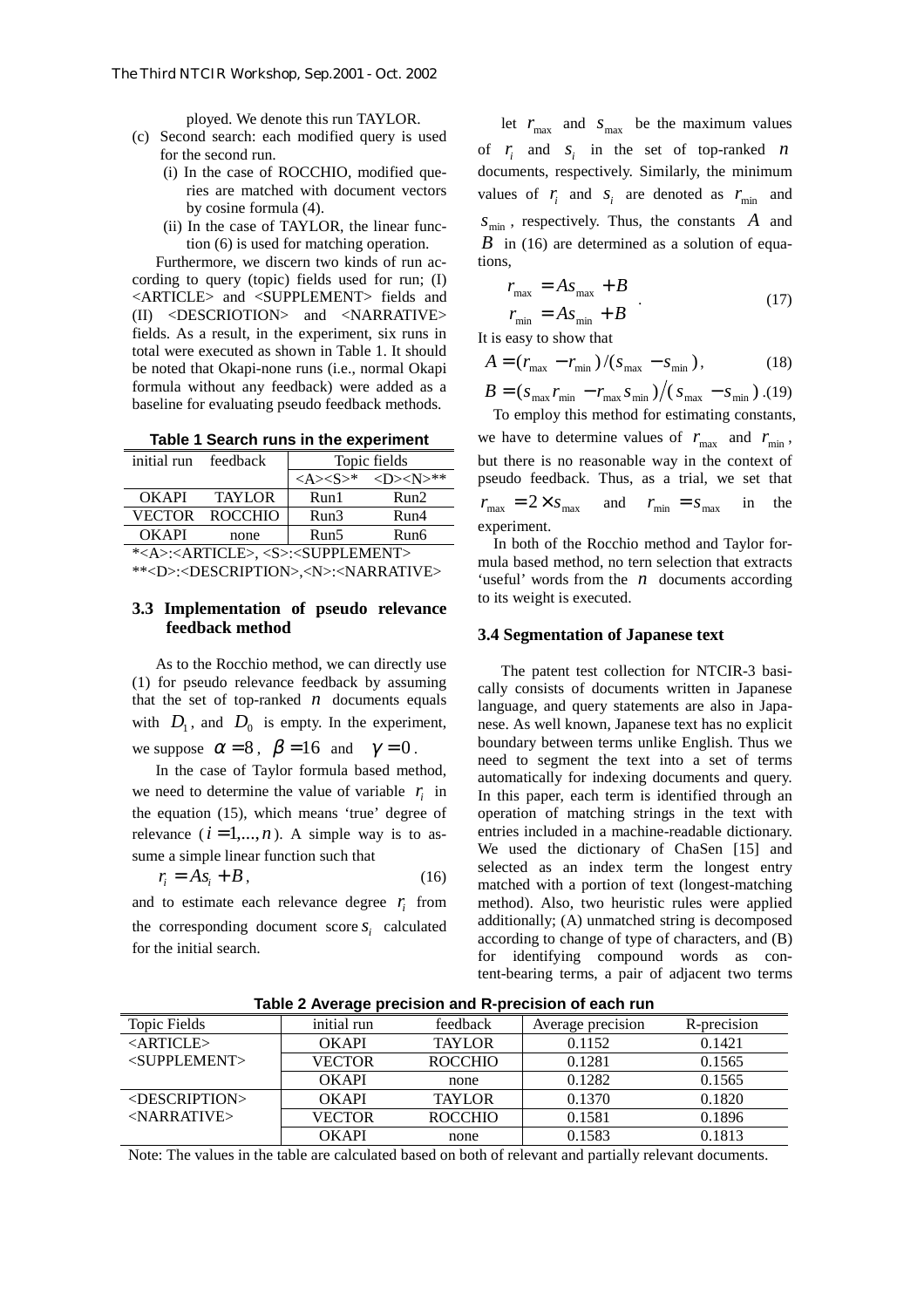ployed. We denote this run TAYLOR.

(c) Second search: each modified query is used for the second run.
   (i) In the case of ROCCHIO, modified queries are matched with document vectors by cosine formula (4).
   (ii) In the case of TAYLOR, the linear function (6) is used for matching operation.

Furthermore, we discern two kinds of run according to query (topic) fields used for run; (I) <ARTICLE> and <SUPPLEMENT> fields and (II) <DESCRIOTION> and <NARRATIVE> fields. As a result, in the experiment, six runs in total were executed as shown in Table 1. It should be noted that Okapi-none runs (i.e., normal Okapi formula without any feedback) were added as a baseline for evaluating pseudo feedback methods.

**Table 1 Search runs in the experiment**

| initial run | feedback | Topic fields | |
|---|---|---|---|
| | | <A><S>* | <D><N>** |
| OKAPI | TAYLOR | Run1 | Run2 |
| VECTOR | ROCCHIO | Run3 | Run4 |
| OKAPI | none | Run5 | Run6 |

*<A>:<ARTICLE>, <S>:<SUPPLEMENT>
**<D>:<DESCRIPTION>,<N>:<NARRATIVE>

### 3.3 Implementation of pseudo relevance feedback method

As to the Rocchio method, we can directly use (1) for pseudo relevance feedback by assuming that the set of top-ranked $n$ documents equals with $D_1$, and $D_0$ is empty. In the experiment, we suppose $\alpha = 8$, $\beta = 16$ and $\gamma = 0$.

In the case of Taylor formula based method, we need to determine the value of variable $r_i$ in the equation (15), which means 'true' degree of relevance ($i = 1,...,n$). A simple way is to assume a simple linear function such that

$$r_i = As_i + B, \tag{16}$$

and to estimate each relevance degree $r_i$ from the corresponding document score $s_i$ calculated for the initial search.

let $r_{\max}$ and $s_{\max}$ be the maximum values of $r_i$ and $s_i$ in the set of top-ranked $n$ documents, respectively. Similarly, the minimum values of $r_i$ and $s_i$ are denoted as $r_{\min}$ and $s_{\min}$, respectively. Thus, the constants $A$ and $B$ in (16) are determined as a solution of equations,

$$\begin{aligned} r_{\max} &= As_{\max} + B \\ r_{\min} &= As_{\min} + B \end{aligned} . \tag{17}$$

It is easy to show that

$$A = (r_{\max} - r_{\min})/(s_{\max} - s_{\min}), \tag{18}$$

$$B = (s_{\max} r_{\min} - r_{\max} s_{\min})/(s_{\max} - s_{\min}). \tag{19}$$

To employ this method for estimating constants, we have to determine values of $r_{\max}$ and $r_{\min}$, but there is no reasonable way in the context of pseudo feedback. Thus, as a trial, we set that $r_{\max} = 2 \times s_{\max}$ and $r_{\min} = s_{\max}$ in the experiment.

In both of the Rocchio method and Taylor formula based method, no tern selection that extracts 'useful' words from the $n$ documents according to its weight is executed.

### 3.4 Segmentation of Japanese text

The patent test collection for NTCIR-3 basically consists of documents written in Japanese language, and query statements are also in Japanese. As well known, Japanese text has no explicit boundary between terms unlike English. Thus we need to segment the text into a set of terms automatically for indexing documents and query. In this paper, each term is identified through an operation of matching strings in the text with entries included in a machine-readable dictionary. We used the dictionary of ChaSen [15] and selected as an index term the longest entry matched with a portion of text (longest-matching method). Also, two heuristic rules were applied additionally; (A) unmatched string is decomposed according to change of type of characters, and (B) for identifying compound words as content-bearing terms, a pair of adjacent two terms

**Table 2 Average precision and R-precision of each run**

| Topic Fields | initial run | feedback | Average precision | R-precision |
|---|---|---|---|---|
| <ARTICLE> <SUPPLEMENT> | OKAPI | TAYLOR | 0.1152 | 0.1421 |
| | VECTOR | ROCCHIO | 0.1281 | 0.1565 |
| | OKAPI | none | 0.1282 | 0.1565 |
| <DESCRIPTION> <NARRATIVE> | OKAPI | TAYLOR | 0.1370 | 0.1820 |
| | VECTOR | ROCCHIO | 0.1581 | 0.1896 |
| | OKAPI | none | 0.1583 | 0.1813 |

Note: The values in the table are calculated based on both of relevant and partially relevant documents.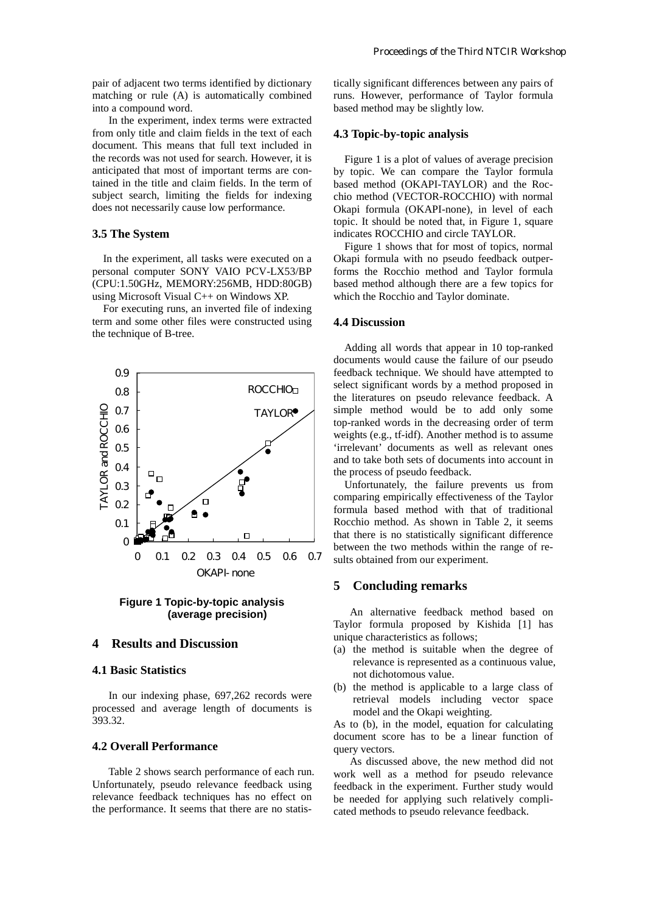pair of adjacent two terms identified by dictionary matching or rule (A) is automatically combined into a compound word.

In the experiment, index terms were extracted from only title and claim fields in the text of each document. This means that full text included in the records was not used for search. However, it is anticipated that most of important terms are contained in the title and claim fields. In the term of subject search, limiting the fields for indexing does not necessarily cause low performance.

### 3.5 The System

In the experiment, all tasks were executed on a personal computer SONY VAIO PCV-LX53/BP (CPU:1.50GHz, MEMORY:256MB, HDD:80GB) using Microsoft Visual C++ on Windows XP.

For executing runs, an inverted file of indexing term and some other files were constructed using the technique of B-tree.

**Figure 1 Topic-by-topic analysis (average precision)**

## 4 Results and Discussion

### 4.1 Basic Statistics

In our indexing phase, 697,262 records were processed and average length of documents is 393.32.

### 4.2 Overall Performance

Table 2 shows search performance of each run. Unfortunately, pseudo relevance feedback using relevance feedback techniques has no effect on the performance. It seems that there are no statistically significant differences between any pairs of runs. However, performance of Taylor formula based method may be slightly low.

### 4.3 Topic-by-topic analysis

Figure 1 is a plot of values of average precision by topic. We can compare the Taylor formula based method (OKAPI-TAYLOR) and the Rocchio method (VECTOR-ROCCHIO) with normal Okapi formula (OKAPI-none), in level of each topic. It should be noted that, in Figure 1, square indicates ROCCHIO and circle TAYLOR.

Figure 1 shows that for most of topics, normal Okapi formula with no pseudo feedback outperforms the Rocchio method and Taylor formula based method although there are a few topics for which the Rocchio and Taylor dominate.

### 4.4 Discussion

Adding all words that appear in 10 top-ranked documents would cause the failure of our pseudo feedback technique. We should have attempted to select significant words by a method proposed in the literatures on pseudo relevance feedback. A simple method would be to add only some top-ranked words in the decreasing order of term weights (e.g., tf-idf). Another method is to assume 'irrelevant' documents as well as relevant ones and to take both sets of documents into account in the process of pseudo feedback.

Unfortunately, the failure prevents us from comparing empirically effectiveness of the Taylor formula based method with that of traditional Rocchio method. As shown in Table 2, it seems that there is no statistically significant difference between the two methods within the range of results obtained from our experiment.

## 5 Concluding remarks

An alternative feedback method based on Taylor formula proposed by Kishida [1] has unique characteristics as follows;

(a) the method is suitable when the degree of relevance is represented as a continuous value, not dichotomous value.

(b) the method is applicable to a large class of retrieval models including vector space model and the Okapi weighting.

As to (b), in the model, equation for calculating document score has to be a linear function of query vectors.

As discussed above, the new method did not work well as a method for pseudo relevance feedback in the experiment. Further study would be needed for applying such relatively complicated methods to pseudo relevance feedback.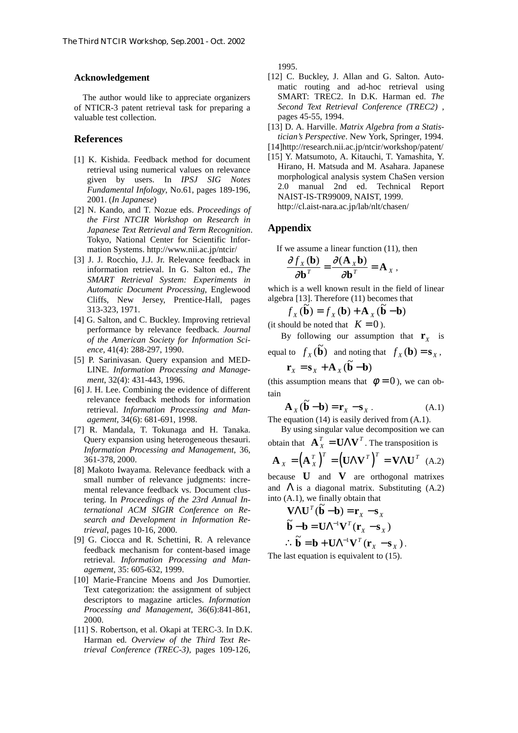## Acknowledgement

The author would like to appreciate organizers of NTICR-3 patent retrieval task for preparing a valuable test collection.

## References

[1] K. Kishida. Feedback method for document retrieval using numerical values on relevance given by users. In *IPSJ SIG Notes Fundamental Infology*, No.61, pages 189-196, 2001. (*In Japanese*)

[2] N. Kando, and T. Nozue eds. *Proceedings of the First NTCIR Workshop on Research in Japanese Text Retrieval and Term Recognition*. Tokyo, National Center for Scientific Information Systems. http://www.nii.ac.jp/ntcir/

[3] J. J. Rocchio, J.J. Jr. Relevance feedback in information retrieval. In G. Salton ed., *The SMART Retrieval System: Experiments in Automatic Document Processing*, Englewood Cliffs, New Jersey, Prentice-Hall, pages 313-323, 1971.

[4] G. Salton, and C. Buckley. Improving retrieval performance by relevance feedback. *Journal of the American Society for Information Science*, 41(4): 288-297, 1990.

[5] P. Sarinivasan. Query expansion and MEDLINE. *Information Processing and Management*, 32(4): 431-443, 1996.

[6] J. H. Lee. Combining the evidence of different relevance feedback methods for information retrieval. *Information Processing and Management*, 34(6): 681-691, 1998.

[7] R. Mandala, T. Tokunaga and H. Tanaka. Query expansion using heterogeneous thesauri. *Information Processing and Management*, 36, 361-378, 2000.

[8] Makoto Iwayama. Relevance feedback with a small number of relevance judgments: incremental relevance feedback vs. Document clustering. In *Proceedings of the 23rd Annual International ACM SIGIR Conference on Research and Development in Information Retrieval*, pages 10-16, 2000.

[9] G. Ciocca and R. Schettini, R. A relevance feedback mechanism for content-based image retrieval. *Information Processing and Management*, 35: 605-632, 1999.

[10] Marie-Francine Moens and Jos Dumortier. Text categorization: the assignment of subject descriptors to magazine articles. *Information Processing and Management*, 36(6):841-861, 2000.

[11] S. Robertson, et al. Okapi at TERC-3. In D.K. Harman ed. *Overview of the Third Text Retrieval Conference (TREC-3)*, pages 109-126, 1995.

[12] C. Buckley, J. Allan and G. Salton. Automatic routing and ad-hoc retrieval using SMART: TREC2. In D.K. Harman ed. *The Second Text Retrieval Conference (TREC2)* , pages 45-55, 1994.

[13] D. A. Harville. *Matrix Algebra from a Statistician's Perspective*. New York, Springer, 1994.

[14]http://research.nii.ac.jp/ntcir/workshop/patent/

[15] Y. Matsumoto, A. Kitauchi, T. Yamashita, Y. Hirano, H. Matsuda and M. Asahara. Japanese morphological analysis system ChaSen version 2.0 manual 2nd ed. Technical Report NAIST-IS-TR99009, NAIST, 1999. http://cl.aist-nara.ac.jp/lab/nlt/chasen/

## Appendix

If we assume a linear function (11), then

$$\frac{\partial f_X(\mathbf{b})}{\partial \mathbf{b}^T} = \frac{\partial (\mathbf{A}_X \mathbf{b})}{\partial \mathbf{b}^T} = \mathbf{A}_X ,$$

which is a well known result in the field of linear algebra [13]. Therefore (11) becomes that

$$f_X(\tilde{\mathbf{b}}) = f_X(\mathbf{b}) + \mathbf{A}_X(\tilde{\mathbf{b}} - \mathbf{b})$$

(it should be noted that $K = 0$ ).

By following our assumption that $\mathbf{r}_X$ is equal to $f_X(\tilde{\mathbf{b}})$ and noting that $f_X(\mathbf{b}) = \mathbf{s}_X$,

$$\mathbf{r}_X = \mathbf{s}_X + \mathbf{A}_X(\tilde{\mathbf{b}} - \mathbf{b})$$

(this assumption means that $\phi = 0$ ), we can obtain

$$\mathbf{A}_X(\tilde{\mathbf{b}} - \mathbf{b}) = \mathbf{r}_X - \mathbf{s}_X . \quad \text{(A.1)}$$

The equation (14) is easily derived from (A.1).

By using singular value decomposition we can obtain that $\mathbf{A}_X^T = \mathbf{U}\Lambda\mathbf{V}^T$. The transposition is

$$\mathbf{A}_X = \left(\mathbf{A}_X^T\right)^T = \left(\mathbf{U}\Lambda\mathbf{V}^T\right)^T = \mathbf{V}\Lambda\mathbf{U}^T \quad \text{(A.2)}$$

because $\mathbf{U}$ and $\mathbf{V}$ are orthogonal matrixes and $\Lambda$ is a diagonal matrix. Substituting (A.2) into (A.1), we finally obtain that

$$\mathbf{V}\Lambda\mathbf{U}^T(\tilde{\mathbf{b}} - \mathbf{b}) = \mathbf{r}_X - \mathbf{s}_X$$

$$\tilde{\mathbf{b}} - \mathbf{b} = \mathbf{U}\Lambda^{-1}\mathbf{V}^T(\mathbf{r}_X - \mathbf{s}_X)$$

$$\therefore \tilde{\mathbf{b}} = \mathbf{b} + \mathbf{U}\Lambda^{-1}\mathbf{V}^T(\mathbf{r}_X - \mathbf{s}_X) .$$

The last equation is equivalent to (15).